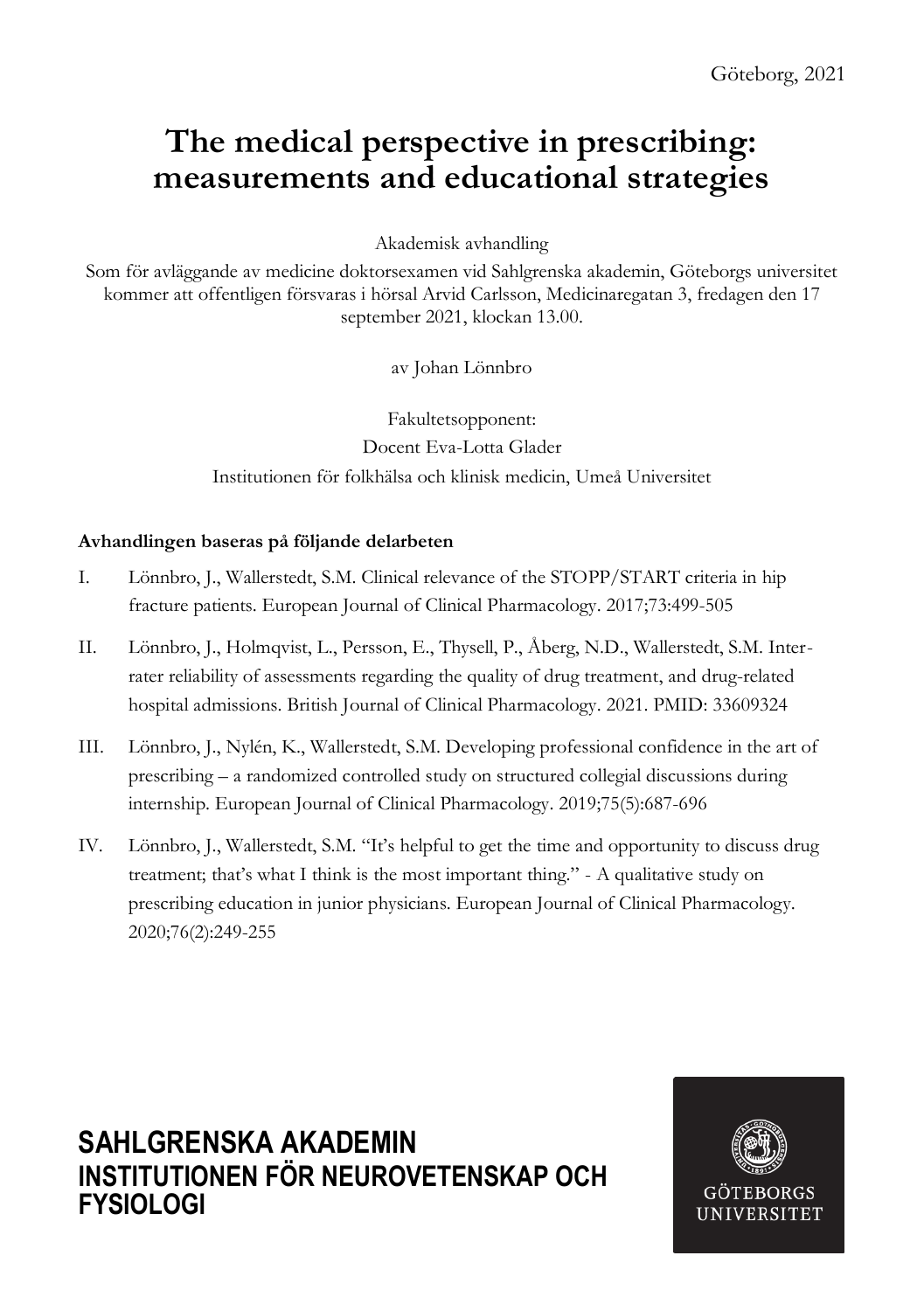Göteborg, 2021

# The medical perspective in prescribing: measurements and educational strategies

Akademisk avhandling

Som för avläggande av medicine doktorsexamen vid Sahlgrenska akademin, Göteborgs universitet kommer att offentligen försvaras i hörsal Arvid Carlsson, Medicinaregatan 3, fredagen den 17 september 2021, klockan 13.00.

av Johan Lönnbro

Fakultetsopponent:

Docent Eva-Lotta Glader

Institutionen för folkhälsa och klinisk medicin, Umeå Universitet

**Avhandlingen baseras på följande delarbeten**

I. Lönnbro, J., Wallerstedt, S.M. Clinical relevance of the STOPP/START criteria in hip fracture patients. European Journal of Clinical Pharmacology. 2017;73:499-505

II. Lönnbro, J., Holmqvist, L., Persson, E., Thysell, P., Åberg, N.D., Wallerstedt, S.M. Inter-rater reliability of assessments regarding the quality of drug treatment, and drug-related hospital admissions. British Journal of Clinical Pharmacology. 2021. PMID: 33609324

III. Lönnbro, J., Nylén, K., Wallerstedt, S.M. Developing professional confidence in the art of prescribing – a randomized controlled study on structured collegial discussions during internship. European Journal of Clinical Pharmacology. 2019;75(5):687-696

IV. Lönnbro, J., Wallerstedt, S.M. "It's helpful to get the time and opportunity to discuss drug treatment; that's what I think is the most important thing." - A qualitative study on prescribing education in junior physicians. European Journal of Clinical Pharmacology. 2020;76(2):249-255

**SAHLGRENSKA AKADEMIN**
**INSTITUTIONEN FÖR NEUROVETENSKAP OCH FYSIOLOGI**

GÖTEBORGS UNIVERSITET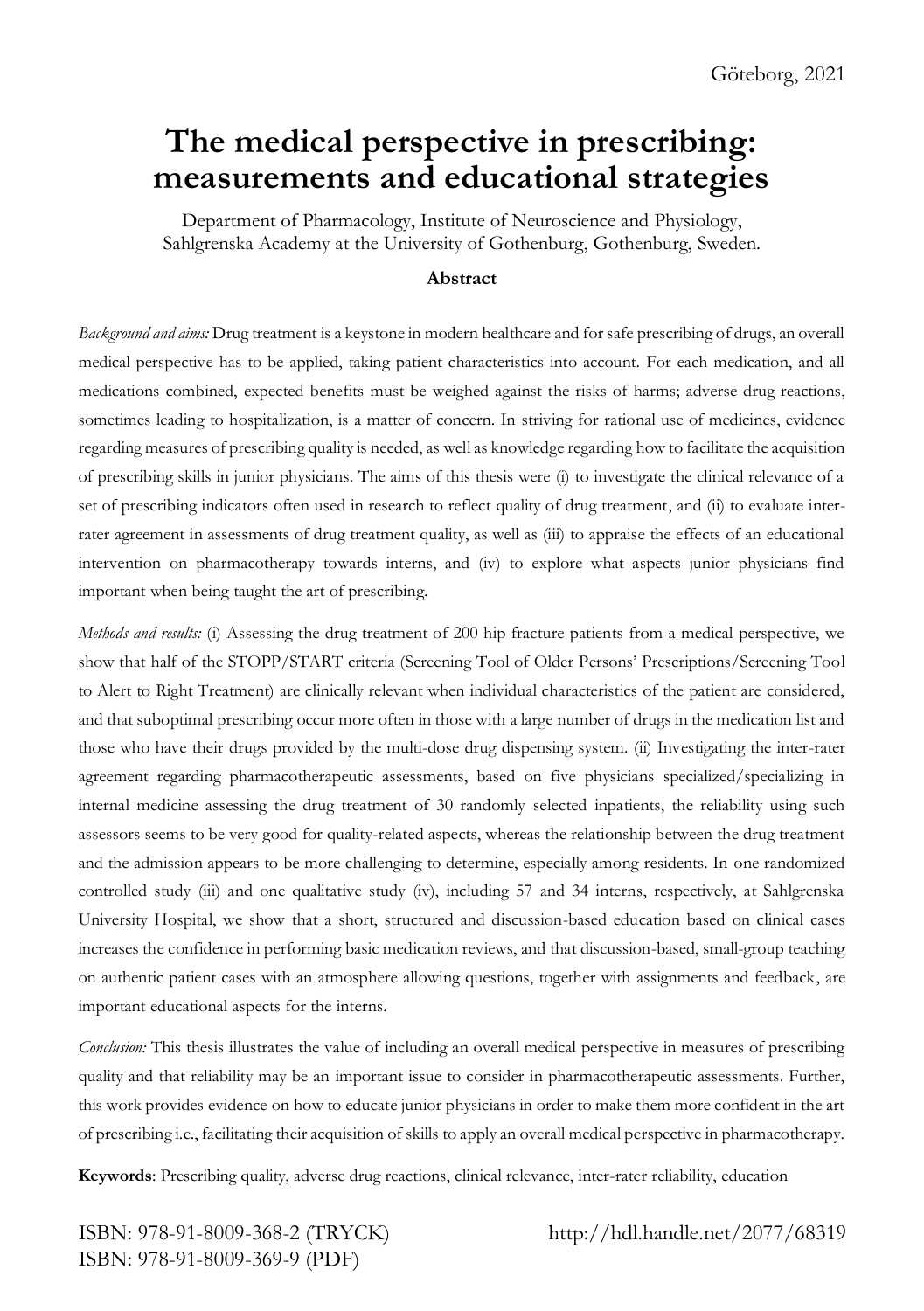Göteborg, 2021

# The medical perspective in prescribing: measurements and educational strategies

Department of Pharmacology, Institute of Neuroscience and Physiology, Sahlgrenska Academy at the University of Gothenburg, Gothenburg, Sweden.

## Abstract

*Background and aims:* Drug treatment is a keystone in modern healthcare and for safe prescribing of drugs, an overall medical perspective has to be applied, taking patient characteristics into account. For each medication, and all medications combined, expected benefits must be weighed against the risks of harms; adverse drug reactions, sometimes leading to hospitalization, is a matter of concern. In striving for rational use of medicines, evidence regarding measures of prescribing quality is needed, as well as knowledge regarding how to facilitate the acquisition of prescribing skills in junior physicians. The aims of this thesis were (i) to investigate the clinical relevance of a set of prescribing indicators often used in research to reflect quality of drug treatment, and (ii) to evaluate inter-rater agreement in assessments of drug treatment quality, as well as (iii) to appraise the effects of an educational intervention on pharmacotherapy towards interns, and (iv) to explore what aspects junior physicians find important when being taught the art of prescribing.

*Methods and results:* (i) Assessing the drug treatment of 200 hip fracture patients from a medical perspective, we show that half of the STOPP/START criteria (Screening Tool of Older Persons' Prescriptions/Screening Tool to Alert to Right Treatment) are clinically relevant when individual characteristics of the patient are considered, and that suboptimal prescribing occur more often in those with a large number of drugs in the medication list and those who have their drugs provided by the multi-dose drug dispensing system. (ii) Investigating the inter-rater agreement regarding pharmacotherapeutic assessments, based on five physicians specialized/specializing in internal medicine assessing the drug treatment of 30 randomly selected inpatients, the reliability using such assessors seems to be very good for quality-related aspects, whereas the relationship between the drug treatment and the admission appears to be more challenging to determine, especially among residents. In one randomized controlled study (iii) and one qualitative study (iv), including 57 and 34 interns, respectively, at Sahlgrenska University Hospital, we show that a short, structured and discussion-based education based on clinical cases increases the confidence in performing basic medication reviews, and that discussion-based, small-group teaching on authentic patient cases with an atmosphere allowing questions, together with assignments and feedback, are important educational aspects for the interns.

*Conclusion:* This thesis illustrates the value of including an overall medical perspective in measures of prescribing quality and that reliability may be an important issue to consider in pharmacotherapeutic assessments. Further, this work provides evidence on how to educate junior physicians in order to make them more confident in the art of prescribing i.e., facilitating their acquisition of skills to apply an overall medical perspective in pharmacotherapy.

**Keywords**: Prescribing quality, adverse drug reactions, clinical relevance, inter-rater reliability, education

ISBN: 978-91-8009-368-2 (TRYCK)
ISBN: 978-91-8009-369-9 (PDF)

http://hdl.handle.net/2077/68319